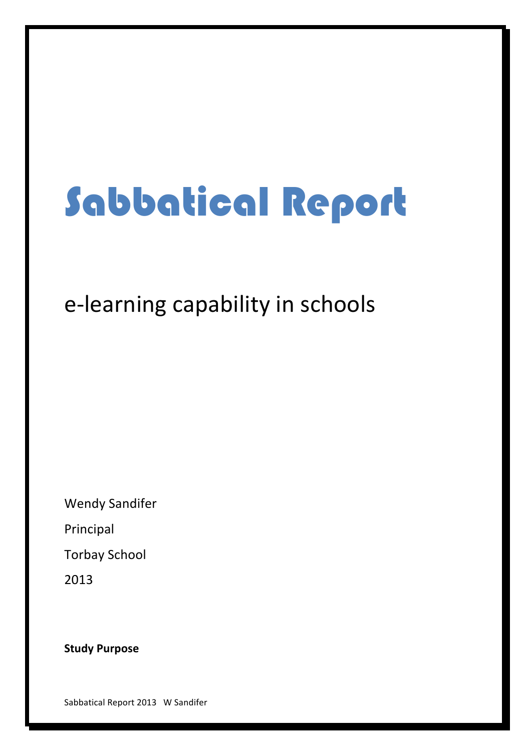# Sabbatical Report

## e-learning capability in schools

Wendy Sandifer

Principal

Torbay School

2013

**Study Purpose**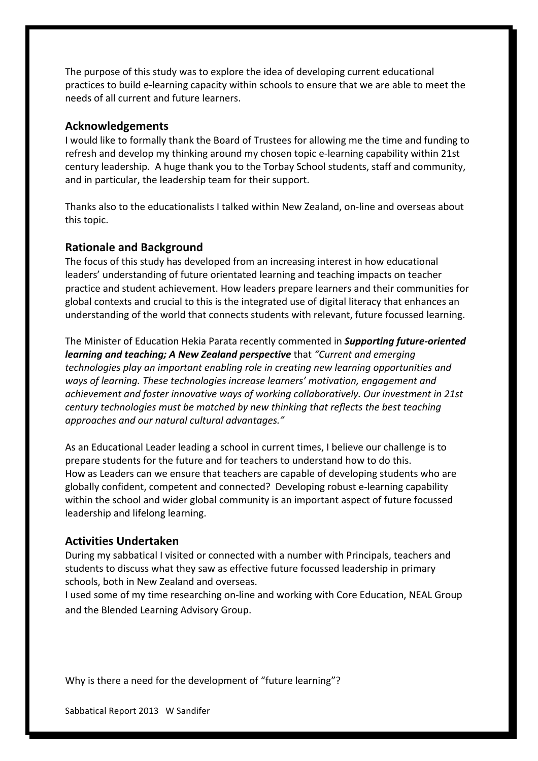The purpose of this study was to explore the idea of developing current educational practices to build e-learning capacity within schools to ensure that we are able to meet the needs of all current and future learners.

## Acknowledgements

I would like to formally thank the Board of Trustees for allowing me the time and funding to refresh and develop my thinking around my chosen topic e-learning capability within 21st century leadership. A huge thank you to the Torbay School students, staff and community, and in particular, the leadership team for their support.

Thanks also to the educationalists I talked within New Zealand, on-line and overseas about this topic.

## Rationale and Background

The focus of this study has developed from an increasing interest in how educational leaders' understanding of future orientated learning and teaching impacts on teacher practice and student achievement. How leaders prepare learners and their communities for global contexts and crucial to this is the integrated use of digital literacy that enhances an understanding of the world that connects students with relevant, future focussed learning.

The Minister of Education Hekia Parata recently commented in ***Supporting future-oriented learning and teaching; A New Zealand perspective*** that *"Current and emerging technologies play an important enabling role in creating new learning opportunities and ways of learning. These technologies increase learners' motivation, engagement and achievement and foster innovative ways of working collaboratively. Our investment in 21st century technologies must be matched by new thinking that reflects the best teaching approaches and our natural cultural advantages."*

As an Educational Leader leading a school in current times, I believe our challenge is to prepare students for the future and for teachers to understand how to do this.
How as Leaders can we ensure that teachers are capable of developing students who are globally confident, competent and connected? Developing robust e-learning capability within the school and wider global community is an important aspect of future focussed leadership and lifelong learning.

## Activities Undertaken

During my sabbatical I visited or connected with a number with Principals, teachers and students to discuss what they saw as effective future focussed leadership in primary schools, both in New Zealand and overseas.
I used some of my time researching on-line and working with Core Education, NEAL Group and the Blended Learning Advisory Group.

Why is there a need for the development of "future learning"?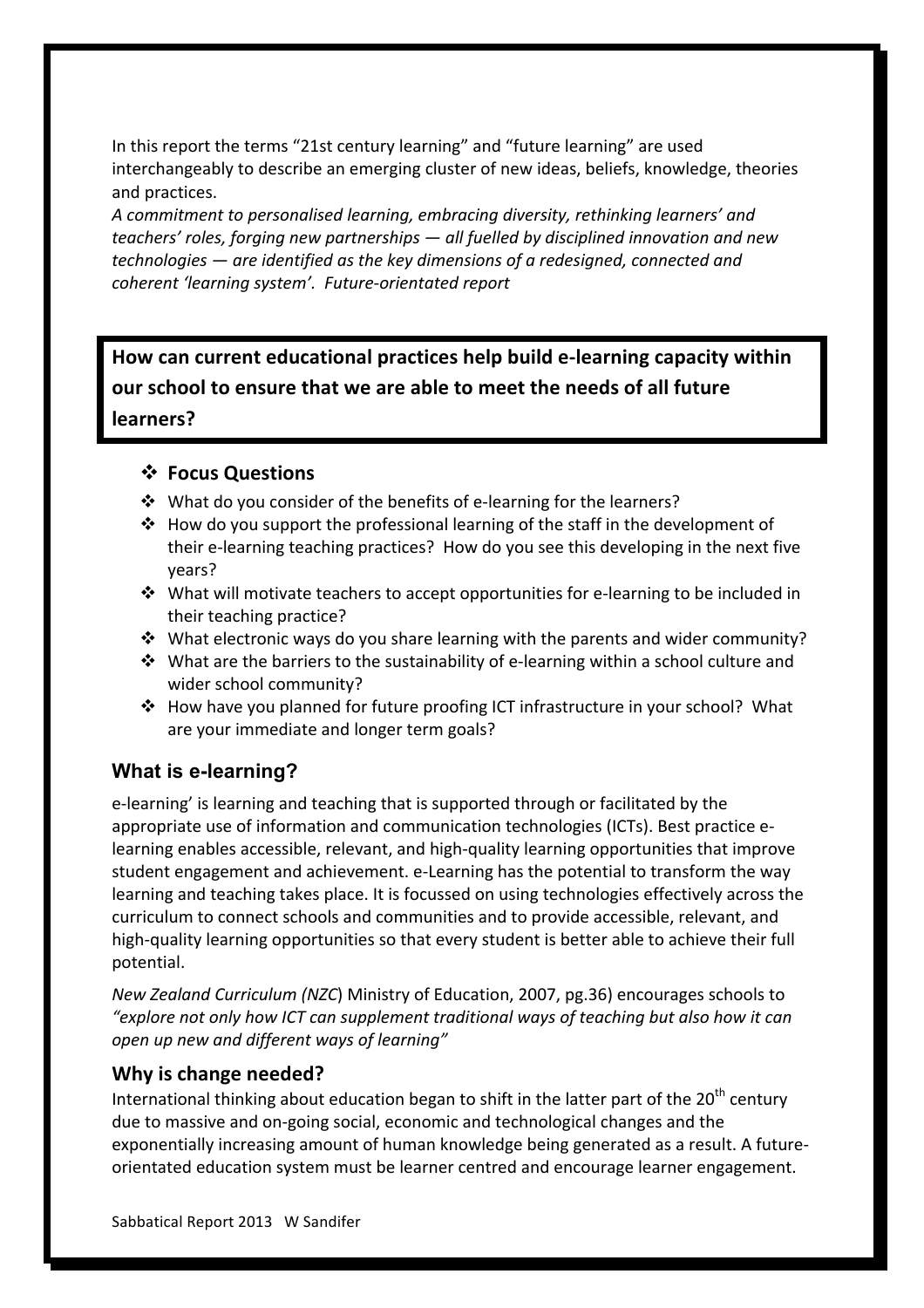In this report the terms “21st century learning” and “future learning” are used interchangeably to describe an emerging cluster of new ideas, beliefs, knowledge, theories and practices.

*A commitment to personalised learning, embracing diversity, rethinking learners’ and teachers’ roles, forging new partnerships — all fuelled by disciplined innovation and new technologies — are identified as the key dimensions of a redesigned, connected and coherent ‘learning system’. Future-orientated report*

**How can current educational practices help build e-learning capacity within our school to ensure that we are able to meet the needs of all future learners?**

- **Focus Questions**
- What do you consider of the benefits of e-learning for the learners?
- How do you support the professional learning of the staff in the development of their e-learning teaching practices? How do you see this developing in the next five years?
- What will motivate teachers to accept opportunities for e-learning to be included in their teaching practice?
- What electronic ways do you share learning with the parents and wider community?
- What are the barriers to the sustainability of e-learning within a school culture and wider school community?
- How have you planned for future proofing ICT infrastructure in your school? What are your immediate and longer term goals?

## What is e-learning?

e-learning’ is learning and teaching that is supported through or facilitated by the appropriate use of information and communication technologies (ICTs). Best practice e-learning enables accessible, relevant, and high-quality learning opportunities that improve student engagement and achievement. e-Learning has the potential to transform the way learning and teaching takes place. It is focussed on using technologies effectively across the curriculum to connect schools and communities and to provide accessible, relevant, and high-quality learning opportunities so that every student is better able to achieve their full potential.

*New Zealand Curriculum (NZC*) Ministry of Education, 2007, pg.36) encourages schools to *“explore not only how ICT can supplement traditional ways of teaching but also how it can open up new and different ways of learning”*

## Why is change needed?

International thinking about education began to shift in the latter part of the 20th century due to massive and on-going social, economic and technological changes and the exponentially increasing amount of human knowledge being generated as a result. A future-orientated education system must be learner centred and encourage learner engagement.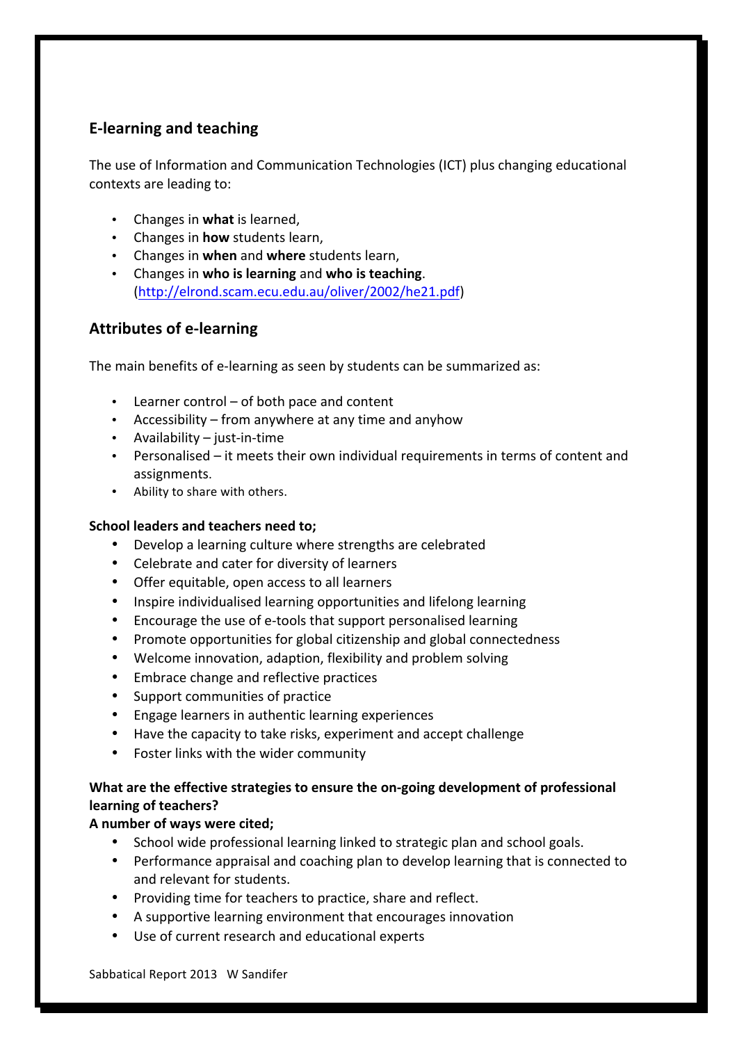## E-learning and teaching

The use of Information and Communication Technologies (ICT) plus changing educational contexts are leading to:

- Changes in **what** is learned,
- Changes in **how** students learn,
- Changes in **when** and **where** students learn,
- Changes in **who is learning** and **who is teaching**. (http://elrond.scam.ecu.edu.au/oliver/2002/he21.pdf)

## Attributes of e-learning

The main benefits of e-learning as seen by students can be summarized as:

- Learner control – of both pace and content
- Accessibility – from anywhere at any time and anyhow
- Availability – just-in-time
- Personalised – it meets their own individual requirements in terms of content and assignments.
- Ability to share with others.

**School leaders and teachers need to;**

- Develop a learning culture where strengths are celebrated
- Celebrate and cater for diversity of learners
- Offer equitable, open access to all learners
- Inspire individualised learning opportunities and lifelong learning
- Encourage the use of e-tools that support personalised learning
- Promote opportunities for global citizenship and global connectedness
- Welcome innovation, adaption, flexibility and problem solving
- Embrace change and reflective practices
- Support communities of practice
- Engage learners in authentic learning experiences
- Have the capacity to take risks, experiment and accept challenge
- Foster links with the wider community

**What are the effective strategies to ensure the on-going development of professional learning of teachers?**

**A number of ways were cited;**

- School wide professional learning linked to strategic plan and school goals.
- Performance appraisal and coaching plan to develop learning that is connected to and relevant for students.
- Providing time for teachers to practice, share and reflect.
- A supportive learning environment that encourages innovation
- Use of current research and educational experts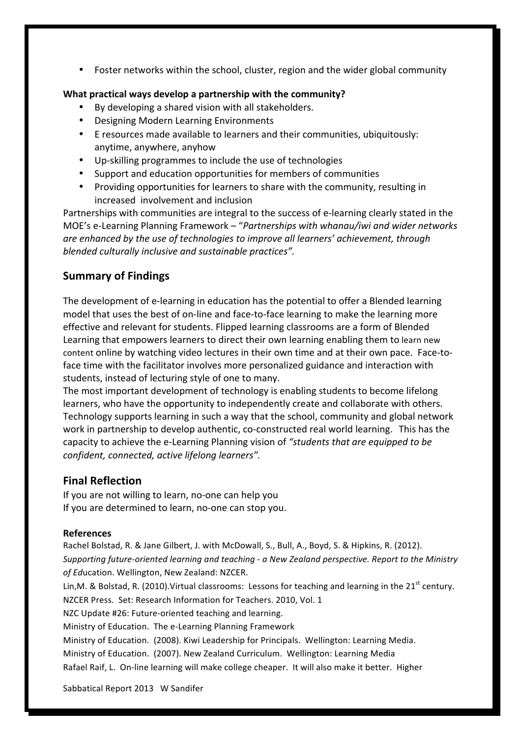- Foster networks within the school, cluster, region and the wider global community

**What practical ways develop a partnership with the community?**

- By developing a shared vision with all stakeholders.
- Designing Modern Learning Environments
- E resources made available to learners and their communities, ubiquitously: anytime, anywhere, anyhow
- Up-skilling programmes to include the use of technologies
- Support and education opportunities for members of communities
- Providing opportunities for learners to share with the community, resulting in increased involvement and inclusion

Partnerships with communities are integral to the success of e-learning clearly stated in the MOE's e-Learning Planning Framework – "*Partnerships with whanau/iwi and wider networks are enhanced by the use of technologies to improve all learners' achievement, through blended culturally inclusive and sustainable practices".*

## Summary of Findings

The development of e-learning in education has the potential to offer a Blended learning model that uses the best of on-line and face-to-face learning to make the learning more effective and relevant for students. Flipped learning classrooms are a form of Blended Learning that empowers learners to direct their own learning enabling them to learn new content online by watching video lectures in their own time and at their own pace. Face-to-face time with the facilitator involves more personalized guidance and interaction with students, instead of lecturing style of one to many.

The most important development of technology is enabling students to become lifelong learners, who have the opportunity to independently create and collaborate with others. Technology supports learning in such a way that the school, community and global network work in partnership to develop authentic, co-constructed real world learning. This has the capacity to achieve the e-Learning Planning vision of *"students that are equipped to be confident, connected, active lifelong learners".*

## Final Reflection

If you are not willing to learn, no-one can help you
If you are determined to learn, no-one can stop you.

**References**

Rachel Bolstad, R. & Jane Gilbert, J. with McDowall, S., Bull, A., Boyd, S. & Hipkins, R. (2012). *Supporting future-oriented learning and teaching - a New Zealand perspective. Report to the Ministry of Ed*ucation. Wellington, New Zealand: NZCER.

Lin,M. & Bolstad, R. (2010).Virtual classrooms: Lessons for teaching and learning in the 21st century. NZCER Press. Set: Research Information for Teachers. 2010, Vol. 1

NZC Update #26: Future-oriented teaching and learning.

Ministry of Education. The e-Learning Planning Framework

Ministry of Education. (2008). Kiwi Leadership for Principals. Wellington: Learning Media.

Ministry of Education. (2007). New Zealand Curriculum. Wellington: Learning Media

Rafael Raif, L. On-line learning will make college cheaper. It will also make it better. Higher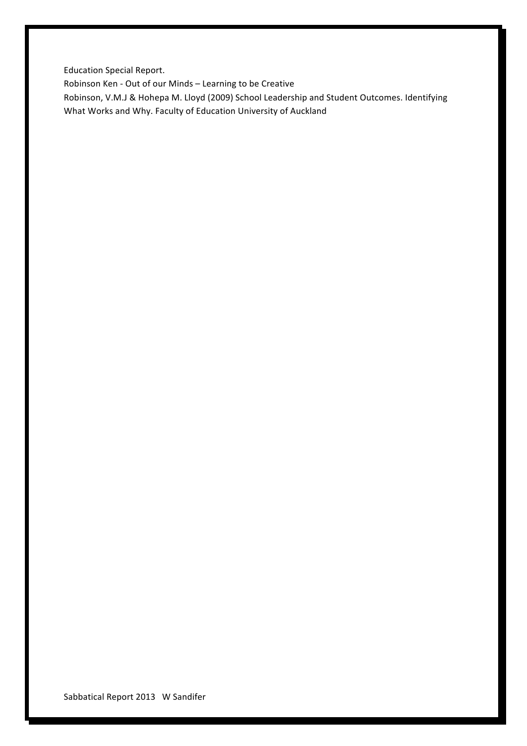Education Special Report.

Robinson Ken - Out of our Minds – Learning to be Creative

Robinson, V.M.J & Hohepa M. Lloyd (2009) School Leadership and Student Outcomes. Identifying What Works and Why. Faculty of Education University of Auckland